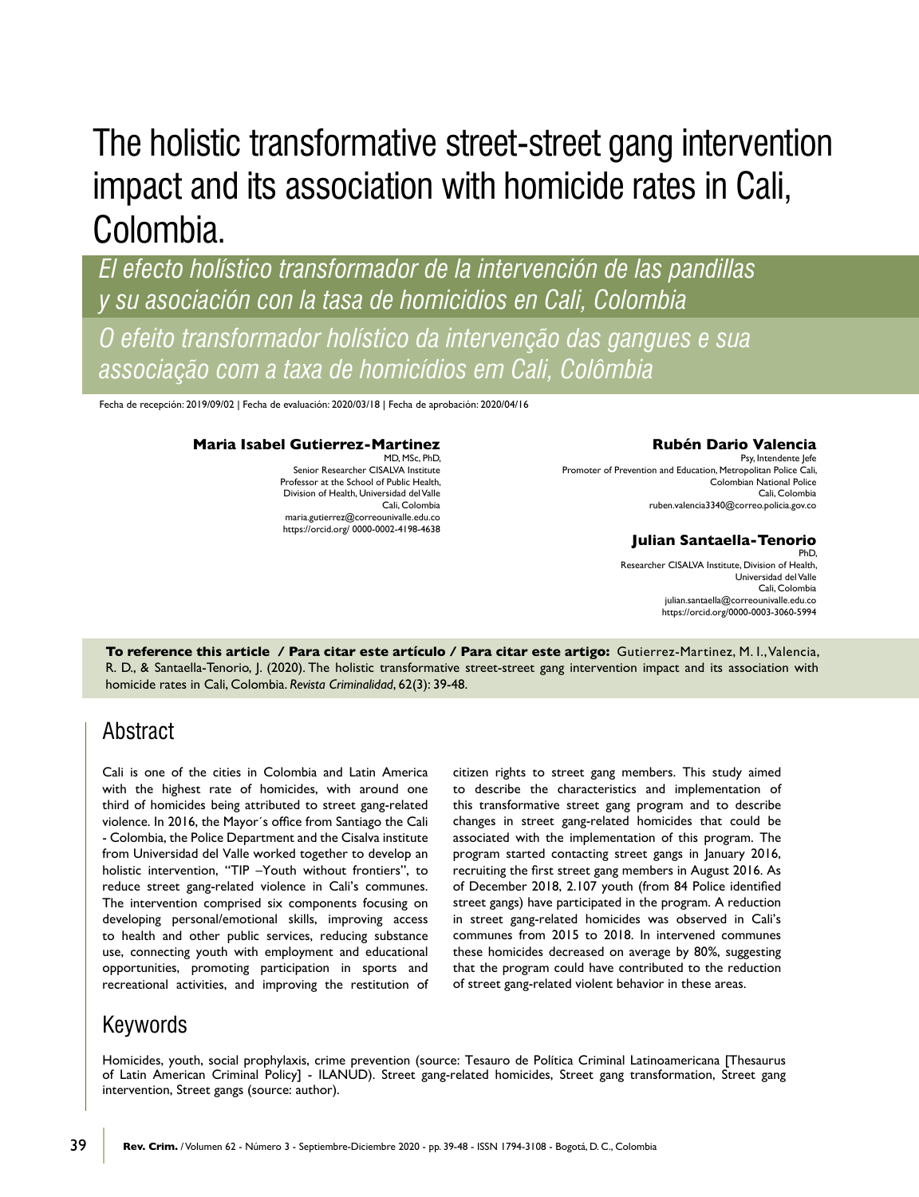# The holistic transformative street-street gang intervention impact and its association with homicide rates in Cali, Colombia.

## *El efecto holístico transformador de la intervención de las pandillas y su asociación con la tasa de homicidios en Cali, Colombia*

## *O efeito transformador holístico da intervenção das gangues e sua associação com a taxa de homicídios em Cali, Colômbia*

Fecha de recepción: 2019/09/02 | Fecha de evaluación: 2020/03/18 | Fecha de aprobación: 2020/04/16

**Maria Isabel Gutierrez-Martinez**
MD, MSc, PhD,
Senior Researcher CISALVA Institute
Professor at the School of Public Health,
Division of Health, Universidad del Valle
Cali, Colombia
maria.gutierrez@correounivalle.edu.co
https://orcid.org/ 0000-0002-4198-4638

**Rubén Dario Valencia**
Psy, Intendente Jefe
Promoter of Prevention and Education, Metropolitan Police Cali,
Colombian National Police
Cali, Colombia
ruben.valencia3340@correo.policia.gov.co

**Julian Santaella-Tenorio**
PhD,
Researcher CISALVA Institute, Division of Health,
Universidad del Valle
Cali, Colombia
julian.santaella@correounivalle.edu.co
https://orcid.org/0000-0003-3060-5994

**To reference this article / Para citar este artículo / Para citar este artigo:** Gutierrez-Martinez, M. I., Valencia, R. D., & Santaella-Tenorio, J. (2020). The holistic transformative street-street gang intervention impact and its association with homicide rates in Cali, Colombia. *Revista Criminalidad*, 62(3): 39-48.

## Abstract

Cali is one of the cities in Colombia and Latin America with the highest rate of homicides, with around one third of homicides being attributed to street gang-related violence. In 2016, the Mayor´s office from Santiago the Cali - Colombia, the Police Department and the Cisalva institute from Universidad del Valle worked together to develop an holistic intervention, "TIP –Youth without frontiers", to reduce street gang-related violence in Cali's communes. The intervention comprised six components focusing on developing personal/emotional skills, improving access to health and other public services, reducing substance use, connecting youth with employment and educational opportunities, promoting participation in sports and recreational activities, and improving the restitution of citizen rights to street gang members. This study aimed to describe the characteristics and implementation of this transformative street gang program and to describe changes in street gang-related homicides that could be associated with the implementation of this program. The program started contacting street gangs in January 2016, recruiting the first street gang members in August 2016. As of December 2018, 2.107 youth (from 84 Police identified street gangs) have participated in the program. A reduction in street gang-related homicides was observed in Cali's communes from 2015 to 2018. In intervened communes these homicides decreased on average by 80%, suggesting that the program could have contributed to the reduction of street gang-related violent behavior in these areas.

## Keywords

Homicides, youth, social prophylaxis, crime prevention (source: Tesauro de Política Criminal Latinoamericana [Thesaurus of Latin American Criminal Policy] - ILANUD). Street gang-related homicides, Street gang transformation, Street gang intervention, Street gangs (source: author).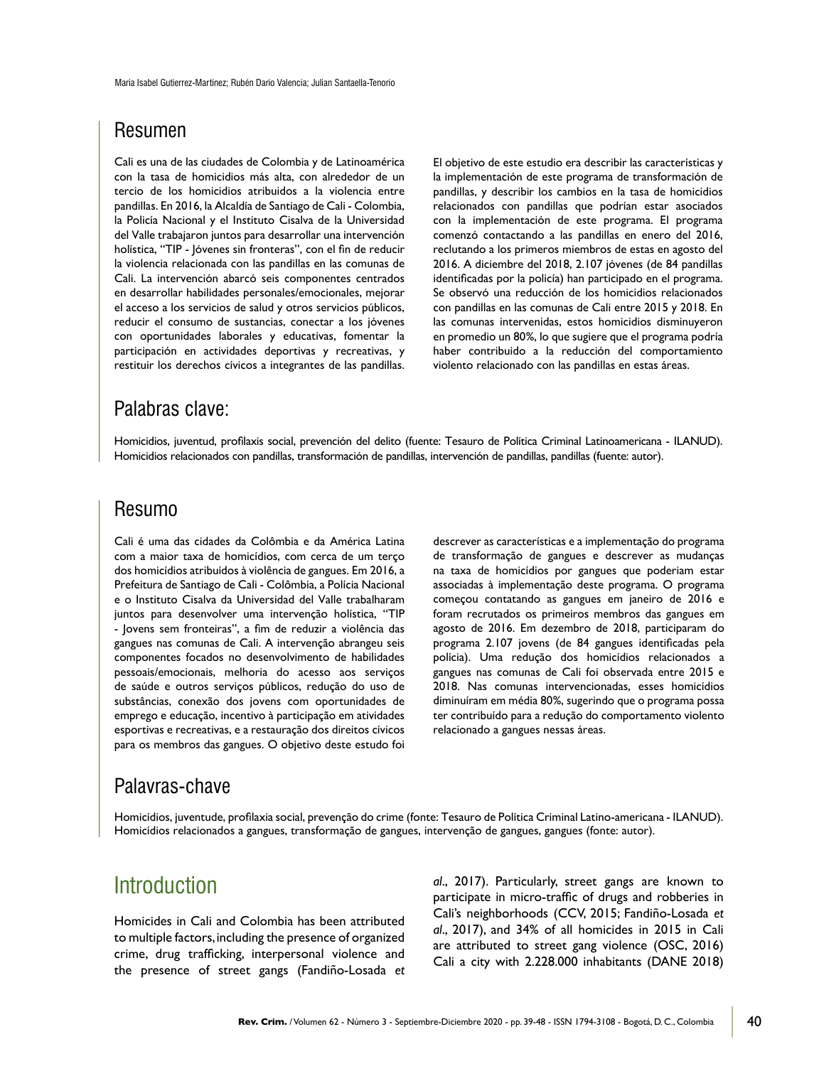## Resumen

Cali es una de las ciudades de Colombia y de Latinoamérica con la tasa de homicidios más alta, con alrededor de un tercio de los homicidios atribuidos a la violencia entre pandillas. En 2016, la Alcaldía de Santiago de Cali - Colombia, la Policía Nacional y el Instituto Cisalva de la Universidad del Valle trabajaron juntos para desarrollar una intervención holística, "TIP - Jóvenes sin fronteras", con el fin de reducir la violencia relacionada con las pandillas en las comunas de Cali. La intervención abarcó seis componentes centrados en desarrollar habilidades personales/emocionales, mejorar el acceso a los servicios de salud y otros servicios públicos, reducir el consumo de sustancias, conectar a los jóvenes con oportunidades laborales y educativas, fomentar la participación en actividades deportivas y recreativas, y restituir los derechos cívicos a integrantes de las pandillas. El objetivo de este estudio era describir las características y la implementación de este programa de transformación de pandillas, y describir los cambios en la tasa de homicidios relacionados con pandillas que podrían estar asociados con la implementación de este programa. El programa comenzó contactando a las pandillas en enero del 2016, reclutando a los primeros miembros de estas en agosto del 2016. A diciembre del 2018, 2.107 jóvenes (de 84 pandillas identificadas por la policía) han participado en el programa. Se observó una reducción de los homicidios relacionados con pandillas en las comunas de Cali entre 2015 y 2018. En las comunas intervenidas, estos homicidios disminuyeron en promedio un 80%, lo que sugiere que el programa podría haber contribuido a la reducción del comportamiento violento relacionado con las pandillas en estas áreas.

## Palabras clave:

Homicidios, juventud, profilaxis social, prevención del delito (fuente: Tesauro de Política Criminal Latinoamericana - ILANUD). Homicidios relacionados con pandillas, transformación de pandillas, intervención de pandillas, pandillas (fuente: autor).

## Resumo

Cali é uma das cidades da Colômbia e da América Latina com a maior taxa de homicídios, com cerca de um terço dos homicídios atribuídos à violência de gangues. Em 2016, a Prefeitura de Santiago de Cali - Colômbia, a Polícia Nacional e o Instituto Cisalva da Universidad del Valle trabalharam juntos para desenvolver uma intervenção holística, "TIP - Jovens sem fronteiras", a fim de reduzir a violência das gangues nas comunas de Cali. A intervenção abrangeu seis componentes focados no desenvolvimento de habilidades pessoais/emocionais, melhoria do acesso aos serviços de saúde e outros serviços públicos, redução do uso de substâncias, conexão dos jovens com oportunidades de emprego e educação, incentivo à participação em atividades esportivas e recreativas, e a restauração dos direitos cívicos para os membros das gangues. O objetivo deste estudo foi descrever as características e a implementação do programa de transformação de gangues e descrever as mudanças na taxa de homicídios por gangues que poderiam estar associadas à implementação deste programa. O programa começou contatando as gangues em janeiro de 2016 e foram recrutados os primeiros membros das gangues em agosto de 2016. Em dezembro de 2018, participaram do programa 2.107 jovens (de 84 gangues identificadas pela polícia). Uma redução dos homicídios relacionados a gangues nas comunas de Cali foi observada entre 2015 e 2018. Nas comunas intervencionadas, esses homicídios diminuíram em média 80%, sugerindo que o programa possa ter contribuído para a redução do comportamento violento relacionado a gangues nessas áreas.

## Palavras-chave

Homicídios, juventude, profilaxia social, prevenção do crime (fonte: Tesauro de Política Criminal Latino-americana - ILANUD). Homicídios relacionados a gangues, transformação de gangues, intervenção de gangues, gangues (fonte: autor).

## Introduction

Homicides in Cali and Colombia has been attributed to multiple factors, including the presence of organized crime, drug trafficking, interpersonal violence and the presence of street gangs (Fandiño-Losada *et al*., 2017). Particularly, street gangs are known to participate in micro-traffic of drugs and robberies in Cali's neighborhoods (CCV, 2015; Fandiño-Losada *et al*., 2017), and 34% of all homicides in 2015 in Cali are attributed to street gang violence (OSC, 2016) Cali a city with 2.228.000 inhabitants (DANE 2018)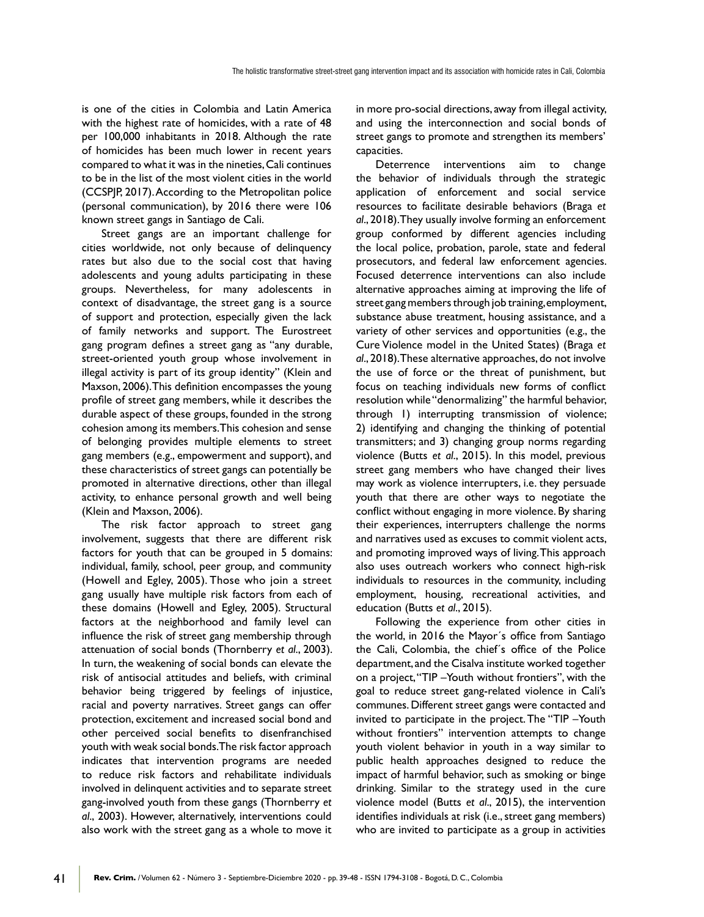is one of the cities in Colombia and Latin America with the highest rate of homicides, with a rate of 48 per 100,000 inhabitants in 2018. Although the rate of homicides has been much lower in recent years compared to what it was in the nineties, Cali continues to be in the list of the most violent cities in the world (CCSPJP, 2017). According to the Metropolitan police (personal communication), by 2016 there were 106 known street gangs in Santiago de Cali.

Street gangs are an important challenge for cities worldwide, not only because of delinquency rates but also due to the social cost that having adolescents and young adults participating in these groups. Nevertheless, for many adolescents in context of disadvantage, the street gang is a source of support and protection, especially given the lack of family networks and support. The Eurostreet gang program defines a street gang as "any durable, street-oriented youth group whose involvement in illegal activity is part of its group identity" (Klein and Maxson, 2006). This definition encompasses the young profile of street gang members, while it describes the durable aspect of these groups, founded in the strong cohesion among its members. This cohesion and sense of belonging provides multiple elements to street gang members (e.g., empowerment and support), and these characteristics of street gangs can potentially be promoted in alternative directions, other than illegal activity, to enhance personal growth and well being (Klein and Maxson, 2006).

The risk factor approach to street gang involvement, suggests that there are different risk factors for youth that can be grouped in 5 domains: individual, family, school, peer group, and community (Howell and Egley, 2005). Those who join a street gang usually have multiple risk factors from each of these domains (Howell and Egley, 2005). Structural factors at the neighborhood and family level can influence the risk of street gang membership through attenuation of social bonds (Thornberry *et al*., 2003). In turn, the weakening of social bonds can elevate the risk of antisocial attitudes and beliefs, with criminal behavior being triggered by feelings of injustice, racial and poverty narratives. Street gangs can offer protection, excitement and increased social bond and other perceived social benefits to disenfranchised youth with weak social bonds. The risk factor approach indicates that intervention programs are needed to reduce risk factors and rehabilitate individuals involved in delinquent activities and to separate street gang-involved youth from these gangs (Thornberry *et al*., 2003). However, alternatively, interventions could also work with the street gang as a whole to move it in more pro-social directions, away from illegal activity, and using the interconnection and social bonds of street gangs to promote and strengthen its members' capacities.

Deterrence interventions aim to change the behavior of individuals through the strategic application of enforcement and social service resources to facilitate desirable behaviors (Braga *et al*., 2018). They usually involve forming an enforcement group conformed by different agencies including the local police, probation, parole, state and federal prosecutors, and federal law enforcement agencies. Focused deterrence interventions can also include alternative approaches aiming at improving the life of street gang members through job training, employment, substance abuse treatment, housing assistance, and a variety of other services and opportunities (e.g., the Cure Violence model in the United States) (Braga *et al*., 2018). These alternative approaches, do not involve the use of force or the threat of punishment, but focus on teaching individuals new forms of conflict resolution while "denormalizing" the harmful behavior, through 1) interrupting transmission of violence; 2) identifying and changing the thinking of potential transmitters; and 3) changing group norms regarding violence (Butts *et al*., 2015). In this model, previous street gang members who have changed their lives may work as violence interrupters, i.e. they persuade youth that there are other ways to negotiate the conflict without engaging in more violence. By sharing their experiences, interrupters challenge the norms and narratives used as excuses to commit violent acts, and promoting improved ways of living. This approach also uses outreach workers who connect high-risk individuals to resources in the community, including employment, housing, recreational activities, and education (Butts *et al*., 2015).

Following the experience from other cities in the world, in 2016 the Mayor´s office from Santiago the Cali, Colombia, the chief´s office of the Police department, and the Cisalva institute worked together on a project, "TIP –Youth without frontiers", with the goal to reduce street gang-related violence in Cali's communes. Different street gangs were contacted and invited to participate in the project. The "TIP –Youth without frontiers" intervention attempts to change youth violent behavior in youth in a way similar to public health approaches designed to reduce the impact of harmful behavior, such as smoking or binge drinking. Similar to the strategy used in the cure violence model (Butts *et al*., 2015), the intervention identifies individuals at risk (i.e., street gang members) who are invited to participate as a group in activities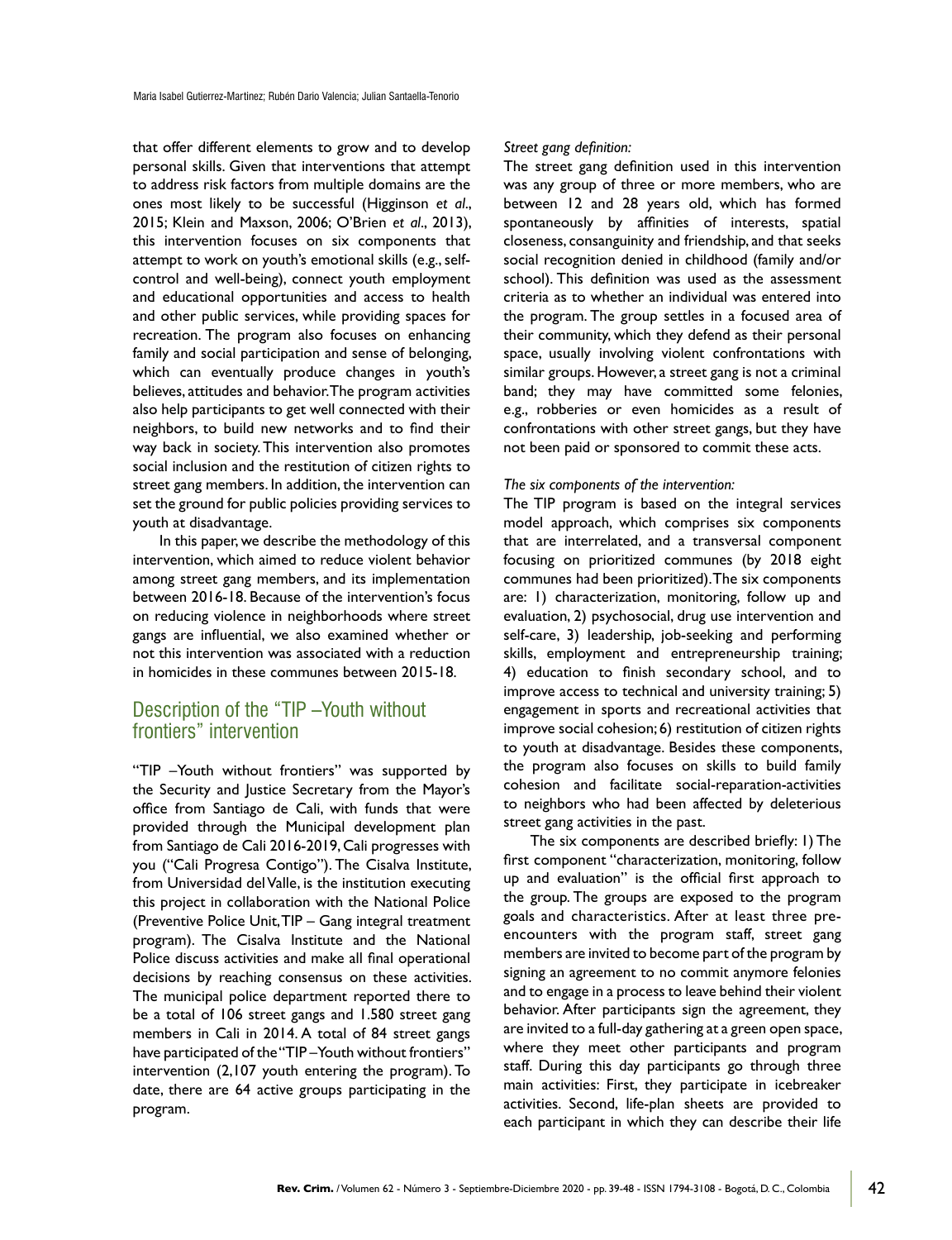that offer different elements to grow and to develop personal skills. Given that interventions that attempt to address risk factors from multiple domains are the ones most likely to be successful (Higginson *et al*., 2015; Klein and Maxson, 2006; O'Brien *et al*., 2013), this intervention focuses on six components that attempt to work on youth's emotional skills (e.g., self-control and well-being), connect youth employment and educational opportunities and access to health and other public services, while providing spaces for recreation. The program also focuses on enhancing family and social participation and sense of belonging, which can eventually produce changes in youth's believes, attitudes and behavior. The program activities also help participants to get well connected with their neighbors, to build new networks and to find their way back in society. This intervention also promotes social inclusion and the restitution of citizen rights to street gang members. In addition, the intervention can set the ground for public policies providing services to youth at disadvantage.

In this paper, we describe the methodology of this intervention, which aimed to reduce violent behavior among street gang members, and its implementation between 2016-18. Because of the intervention's focus on reducing violence in neighborhoods where street gangs are influential, we also examined whether or not this intervention was associated with a reduction in homicides in these communes between 2015-18.

## Description of the "TIP –Youth without frontiers" intervention

"TIP –Youth without frontiers" was supported by the Security and Justice Secretary from the Mayor's office from Santiago de Cali, with funds that were provided through the Municipal development plan from Santiago de Cali 2016-2019, Cali progresses with you ("Cali Progresa Contigo"). The Cisalva Institute, from Universidad del Valle, is the institution executing this project in collaboration with the National Police (Preventive Police Unit, TIP – Gang integral treatment program). The Cisalva Institute and the National Police discuss activities and make all final operational decisions by reaching consensus on these activities. The municipal police department reported there to be a total of 106 street gangs and 1.580 street gang members in Cali in 2014. A total of 84 street gangs have participated of the "TIP –Youth without frontiers" intervention (2,107 youth entering the program). To date, there are 64 active groups participating in the program.

*Street gang definition:*

The street gang definition used in this intervention was any group of three or more members, who are between 12 and 28 years old, which has formed spontaneously by affinities of interests, spatial closeness, consanguinity and friendship, and that seeks social recognition denied in childhood (family and/or school). This definition was used as the assessment criteria as to whether an individual was entered into the program. The group settles in a focused area of their community, which they defend as their personal space, usually involving violent confrontations with similar groups. However, a street gang is not a criminal band; they may have committed some felonies, e.g., robberies or even homicides as a result of confrontations with other street gangs, but they have not been paid or sponsored to commit these acts.

*The six components of the intervention:*

The TIP program is based on the integral services model approach, which comprises six components that are interrelated, and a transversal component focusing on prioritized communes (by 2018 eight communes had been prioritized). The six components are: 1) characterization, monitoring, follow up and evaluation, 2) psychosocial, drug use intervention and self-care, 3) leadership, job-seeking and performing skills, employment and entrepreneurship training; 4) education to finish secondary school, and to improve access to technical and university training; 5) engagement in sports and recreational activities that improve social cohesion; 6) restitution of citizen rights to youth at disadvantage. Besides these components, the program also focuses on skills to build family cohesion and facilitate social-reparation-activities to neighbors who had been affected by deleterious street gang activities in the past.

The six components are described briefly: 1) The first component "characterization, monitoring, follow up and evaluation" is the official first approach to the group. The groups are exposed to the program goals and characteristics. After at least three pre-encounters with the program staff, street gang members are invited to become part of the program by signing an agreement to no commit anymore felonies and to engage in a process to leave behind their violent behavior. After participants sign the agreement, they are invited to a full-day gathering at a green open space, where they meet other participants and program staff. During this day participants go through three main activities: First, they participate in icebreaker activities. Second, life-plan sheets are provided to each participant in which they can describe their life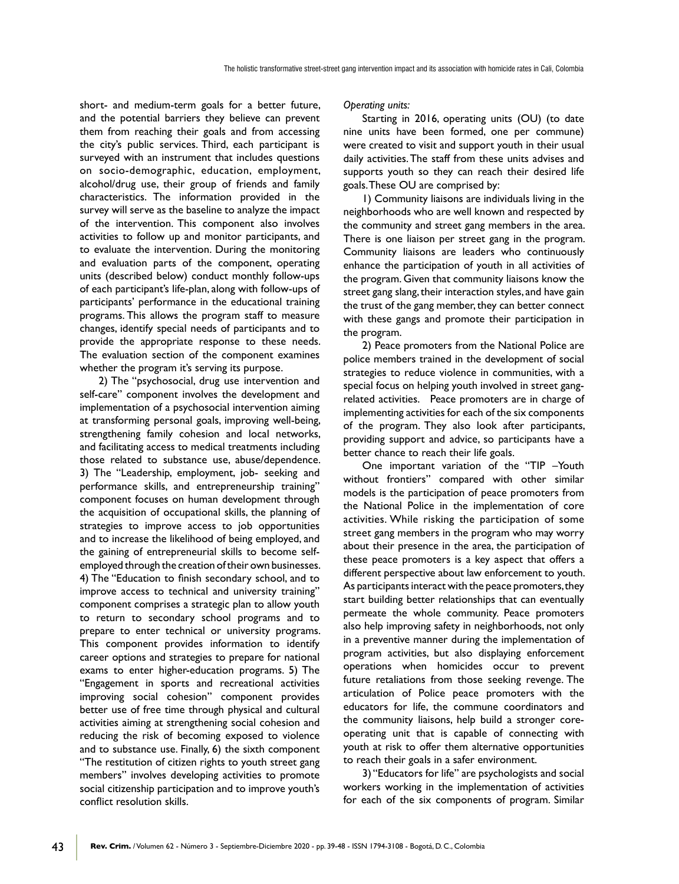short- and medium-term goals for a better future, and the potential barriers they believe can prevent them from reaching their goals and from accessing the city's public services. Third, each participant is surveyed with an instrument that includes questions on socio-demographic, education, employment, alcohol/drug use, their group of friends and family characteristics. The information provided in the survey will serve as the baseline to analyze the impact of the intervention. This component also involves activities to follow up and monitor participants, and to evaluate the intervention. During the monitoring and evaluation parts of the component, operating units (described below) conduct monthly follow-ups of each participant's life-plan, along with follow-ups of participants' performance in the educational training programs. This allows the program staff to measure changes, identify special needs of participants and to provide the appropriate response to these needs. The evaluation section of the component examines whether the program it's serving its purpose.

2) The "psychosocial, drug use intervention and self-care" component involves the development and implementation of a psychosocial intervention aiming at transforming personal goals, improving well-being, strengthening family cohesion and local networks, and facilitating access to medical treatments including those related to substance use, abuse/dependence. 3) The "Leadership, employment, job- seeking and performance skills, and entrepreneurship training" component focuses on human development through the acquisition of occupational skills, the planning of strategies to improve access to job opportunities and to increase the likelihood of being employed, and the gaining of entrepreneurial skills to become self-employed through the creation of their own businesses. 4) The "Education to finish secondary school, and to improve access to technical and university training" component comprises a strategic plan to allow youth to return to secondary school programs and to prepare to enter technical or university programs. This component provides information to identify career options and strategies to prepare for national exams to enter higher-education programs. 5) The "Engagement in sports and recreational activities improving social cohesion" component provides better use of free time through physical and cultural activities aiming at strengthening social cohesion and reducing the risk of becoming exposed to violence and to substance use. Finally, 6) the sixth component "The restitution of citizen rights to youth street gang members" involves developing activities to promote social citizenship participation and to improve youth's conflict resolution skills.

*Operating units:*

Starting in 2016, operating units (OU) (to date nine units have been formed, one per commune) were created to visit and support youth in their usual daily activities. The staff from these units advises and supports youth so they can reach their desired life goals. These OU are comprised by:

1) Community liaisons are individuals living in the neighborhoods who are well known and respected by the community and street gang members in the area. There is one liaison per street gang in the program. Community liaisons are leaders who continuously enhance the participation of youth in all activities of the program. Given that community liaisons know the street gang slang, their interaction styles, and have gain the trust of the gang member, they can better connect with these gangs and promote their participation in the program.

2) Peace promoters from the National Police are police members trained in the development of social strategies to reduce violence in communities, with a special focus on helping youth involved in street gang-related activities. Peace promoters are in charge of implementing activities for each of the six components of the program. They also look after participants, providing support and advice, so participants have a better chance to reach their life goals.

One important variation of the "TIP –Youth without frontiers" compared with other similar models is the participation of peace promoters from the National Police in the implementation of core activities. While risking the participation of some street gang members in the program who may worry about their presence in the area, the participation of these peace promoters is a key aspect that offers a different perspective about law enforcement to youth. As participants interact with the peace promoters, they start building better relationships that can eventually permeate the whole community. Peace promoters also help improving safety in neighborhoods, not only in a preventive manner during the implementation of program activities, but also displaying enforcement operations when homicides occur to prevent future retaliations from those seeking revenge. The articulation of Police peace promoters with the educators for life, the commune coordinators and the community liaisons, help build a stronger core-operating unit that is capable of connecting with youth at risk to offer them alternative opportunities to reach their goals in a safer environment.

3) "Educators for life" are psychologists and social workers working in the implementation of activities for each of the six components of program. Similar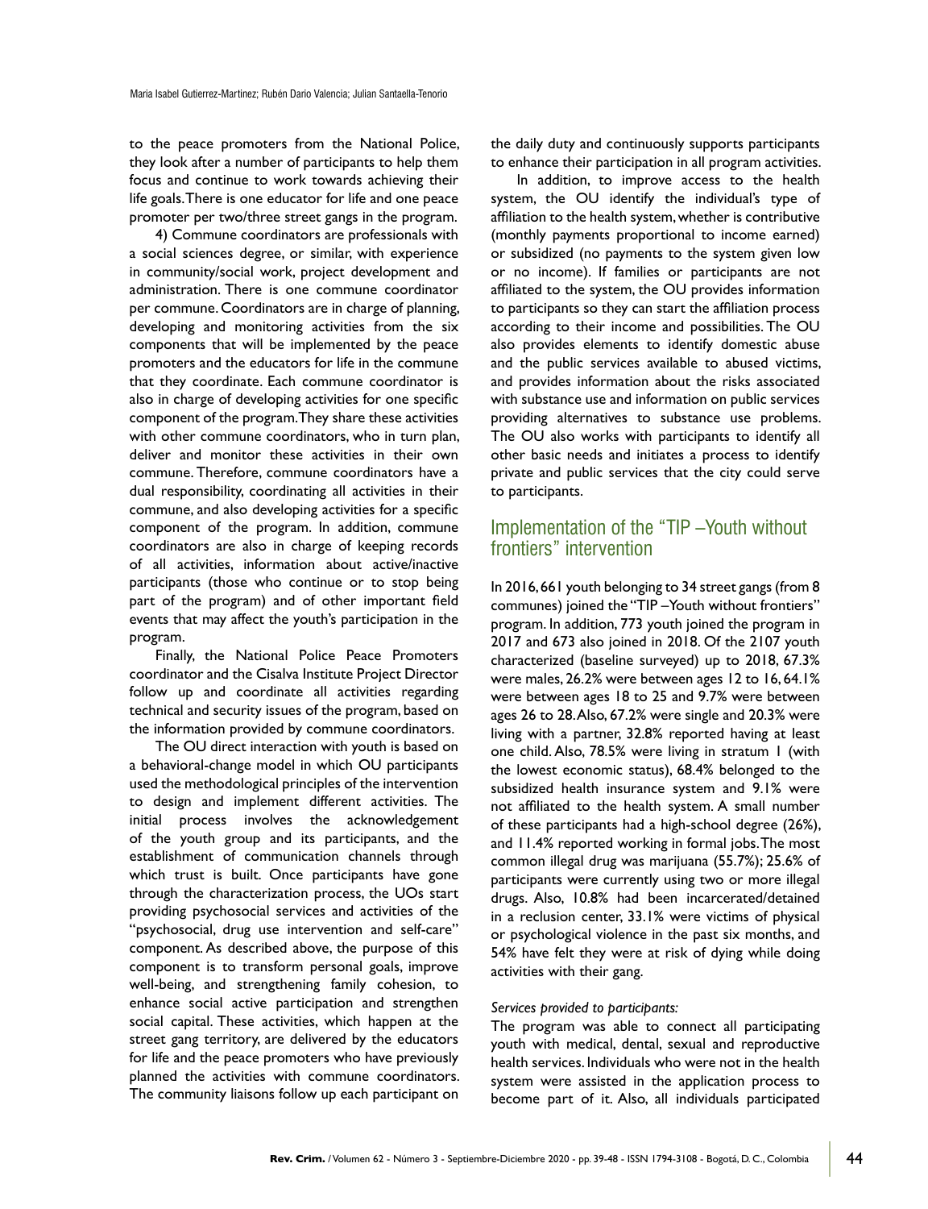to the peace promoters from the National Police, they look after a number of participants to help them focus and continue to work towards achieving their life goals. There is one educator for life and one peace promoter per two/three street gangs in the program.

4) Commune coordinators are professionals with a social sciences degree, or similar, with experience in community/social work, project development and administration. There is one commune coordinator per commune. Coordinators are in charge of planning, developing and monitoring activities from the six components that will be implemented by the peace promoters and the educators for life in the commune that they coordinate. Each commune coordinator is also in charge of developing activities for one specific component of the program. They share these activities with other commune coordinators, who in turn plan, deliver and monitor these activities in their own commune. Therefore, commune coordinators have a dual responsibility, coordinating all activities in their commune, and also developing activities for a specific component of the program. In addition, commune coordinators are also in charge of keeping records of all activities, information about active/inactive participants (those who continue or to stop being part of the program) and of other important field events that may affect the youth's participation in the program.

Finally, the National Police Peace Promoters coordinator and the Cisalva Institute Project Director follow up and coordinate all activities regarding technical and security issues of the program, based on the information provided by commune coordinators.

The OU direct interaction with youth is based on a behavioral-change model in which OU participants used the methodological principles of the intervention to design and implement different activities. The initial process involves the acknowledgement of the youth group and its participants, and the establishment of communication channels through which trust is built. Once participants have gone through the characterization process, the UOs start providing psychosocial services and activities of the "psychosocial, drug use intervention and self-care" component. As described above, the purpose of this component is to transform personal goals, improve well-being, and strengthening family cohesion, to enhance social active participation and strengthen social capital. These activities, which happen at the street gang territory, are delivered by the educators for life and the peace promoters who have previously planned the activities with commune coordinators. The community liaisons follow up each participant on the daily duty and continuously supports participants to enhance their participation in all program activities.

In addition, to improve access to the health system, the OU identify the individual's type of affiliation to the health system, whether is contributive (monthly payments proportional to income earned) or subsidized (no payments to the system given low or no income). If families or participants are not affiliated to the system, the OU provides information to participants so they can start the affiliation process according to their income and possibilities. The OU also provides elements to identify domestic abuse and the public services available to abused victims, and provides information about the risks associated with substance use and information on public services providing alternatives to substance use problems. The OU also works with participants to identify all other basic needs and initiates a process to identify private and public services that the city could serve to participants.

## Implementation of the "TIP –Youth without frontiers" intervention

In 2016, 661 youth belonging to 34 street gangs (from 8 communes) joined the "TIP –Youth without frontiers" program. In addition, 773 youth joined the program in 2017 and 673 also joined in 2018. Of the 2107 youth characterized (baseline surveyed) up to 2018, 67.3% were males, 26.2% were between ages 12 to 16, 64.1% were between ages 18 to 25 and 9.7% were between ages 26 to 28. Also, 67.2% were single and 20.3% were living with a partner, 32.8% reported having at least one child. Also, 78.5% were living in stratum 1 (with the lowest economic status), 68.4% belonged to the subsidized health insurance system and 9.1% were not affiliated to the health system. A small number of these participants had a high-school degree (26%), and 11.4% reported working in formal jobs. The most common illegal drug was marijuana (55.7%); 25.6% of participants were currently using two or more illegal drugs. Also, 10.8% had been incarcerated/detained in a reclusion center, 33.1% were victims of physical or psychological violence in the past six months, and 54% have felt they were at risk of dying while doing activities with their gang.

*Services provided to participants:*

The program was able to connect all participating youth with medical, dental, sexual and reproductive health services. Individuals who were not in the health system were assisted in the application process to become part of it. Also, all individuals participated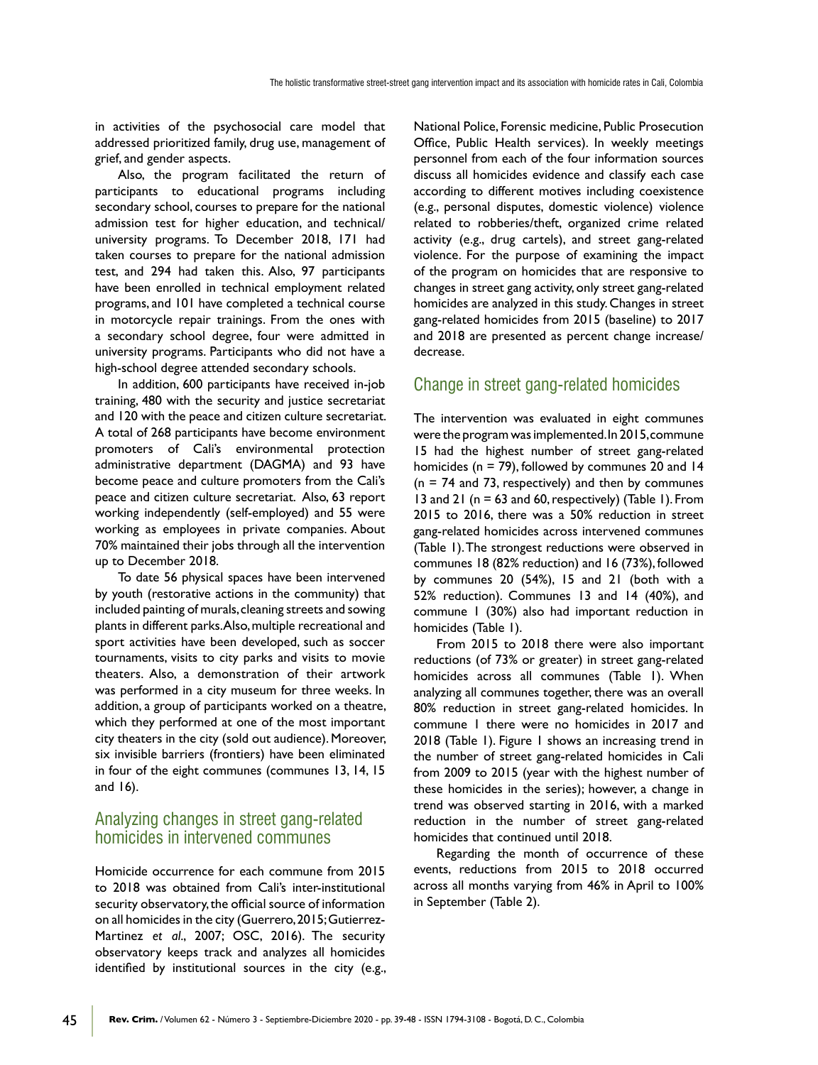in activities of the psychosocial care model that addressed prioritized family, drug use, management of grief, and gender aspects.

Also, the program facilitated the return of participants to educational programs including secondary school, courses to prepare for the national admission test for higher education, and technical/university programs. To December 2018, 171 had taken courses to prepare for the national admission test, and 294 had taken this. Also, 97 participants have been enrolled in technical employment related programs, and 101 have completed a technical course in motorcycle repair trainings. From the ones with a secondary school degree, four were admitted in university programs. Participants who did not have a high-school degree attended secondary schools.

In addition, 600 participants have received in-job training, 480 with the security and justice secretariat and 120 with the peace and citizen culture secretariat. A total of 268 participants have become environment promoters of Cali's environmental protection administrative department (DAGMA) and 93 have become peace and culture promoters from the Cali's peace and citizen culture secretariat. Also, 63 report working independently (self-employed) and 55 were working as employees in private companies. About 70% maintained their jobs through all the intervention up to December 2018.

To date 56 physical spaces have been intervened by youth (restorative actions in the community) that included painting of murals, cleaning streets and sowing plants in different parks. Also, multiple recreational and sport activities have been developed, such as soccer tournaments, visits to city parks and visits to movie theaters. Also, a demonstration of their artwork was performed in a city museum for three weeks. In addition, a group of participants worked on a theatre, which they performed at one of the most important city theaters in the city (sold out audience). Moreover, six invisible barriers (frontiers) have been eliminated in four of the eight communes (communes 13, 14, 15 and 16).

## Analyzing changes in street gang-related homicides in intervened communes

Homicide occurrence for each commune from 2015 to 2018 was obtained from Cali's inter-institutional security observatory, the official source of information on all homicides in the city (Guerrero, 2015; Gutierrez-Martinez *et al*., 2007; OSC, 2016). The security observatory keeps track and analyzes all homicides identified by institutional sources in the city (e.g., National Police, Forensic medicine, Public Prosecution Office, Public Health services). In weekly meetings personnel from each of the four information sources discuss all homicides evidence and classify each case according to different motives including coexistence (e.g., personal disputes, domestic violence) violence related to robberies/theft, organized crime related activity (e.g., drug cartels), and street gang-related violence. For the purpose of examining the impact of the program on homicides that are responsive to changes in street gang activity, only street gang-related homicides are analyzed in this study. Changes in street gang-related homicides from 2015 (baseline) to 2017 and 2018 are presented as percent change increase/decrease.

## Change in street gang-related homicides

The intervention was evaluated in eight communes were the program was implemented. In 2015, commune 15 had the highest number of street gang-related homicides (n = 79), followed by communes 20 and 14 (n = 74 and 73, respectively) and then by communes 13 and 21 (n = 63 and 60, respectively) (Table 1). From 2015 to 2016, there was a 50% reduction in street gang-related homicides across intervened communes (Table 1). The strongest reductions were observed in communes 18 (82% reduction) and 16 (73%), followed by communes 20 (54%), 15 and 21 (both with a 52% reduction). Communes 13 and 14 (40%), and commune 1 (30%) also had important reduction in homicides (Table 1).

From 2015 to 2018 there were also important reductions (of 73% or greater) in street gang-related homicides across all communes (Table 1). When analyzing all communes together, there was an overall 80% reduction in street gang-related homicides. In commune 1 there were no homicides in 2017 and 2018 (Table 1). Figure 1 shows an increasing trend in the number of street gang-related homicides in Cali from 2009 to 2015 (year with the highest number of these homicides in the series); however, a change in trend was observed starting in 2016, with a marked reduction in the number of street gang-related homicides that continued until 2018.

Regarding the month of occurrence of these events, reductions from 2015 to 2018 occurred across all months varying from 46% in April to 100% in September (Table 2).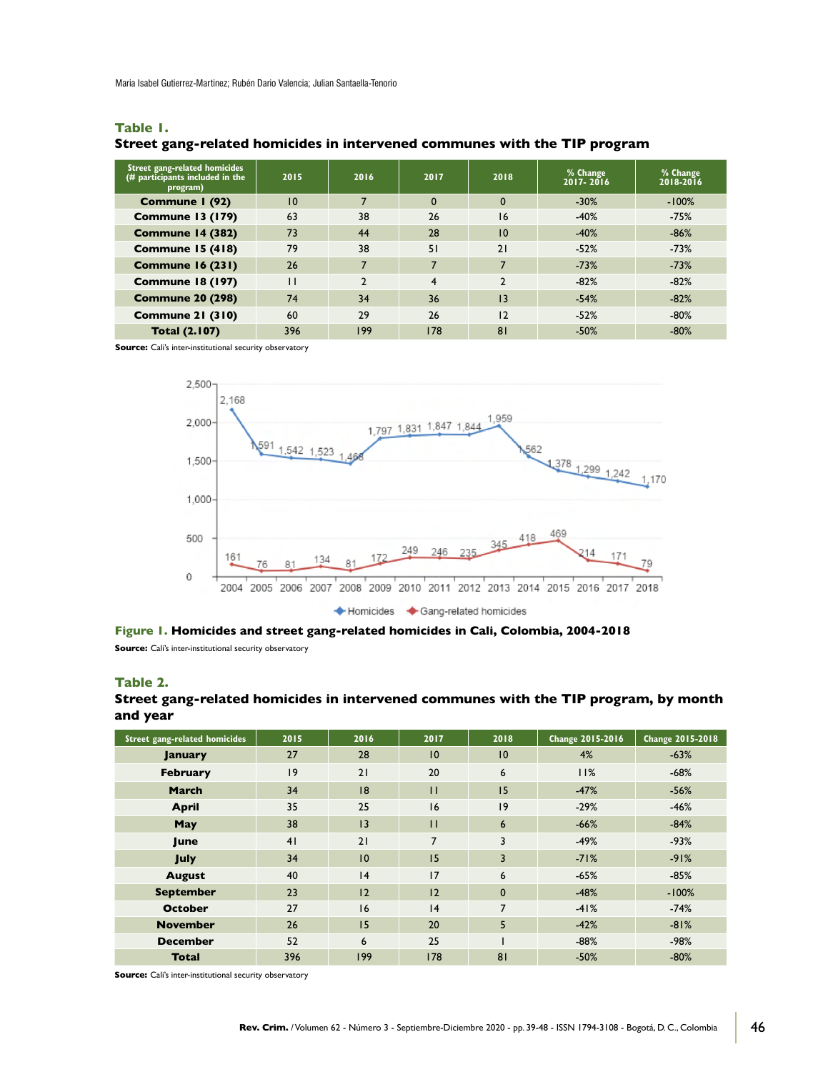**Table 1.**
**Street gang-related homicides in intervened communes with the TIP program**

| Street gang-related homicides (# participants included in the program) | 2015 | 2016 | 2017 | 2018 | % Change 2017- 2016 | % Change 2018-2016 |
|---|---|---|---|---|---|---|
| **Commune 1 (92)** | 10 | 7 | 0 | 0 | -30% | -100% |
| **Commune 13 (179)** | 63 | 38 | 26 | 16 | -40% | -75% |
| **Commune 14 (382)** | 73 | 44 | 28 | 10 | -40% | -86% |
| **Commune 15 (418)** | 79 | 38 | 51 | 21 | -52% | -73% |
| **Commune 16 (231)** | 26 | 7 | 7 | 7 | -73% | -73% |
| **Commune 18 (197)** | 11 | 2 | 4 | 2 | -82% | -82% |
| **Commune 20 (298)** | 74 | 34 | 36 | 13 | -54% | -82% |
| **Commune 21 (310)** | 60 | 29 | 26 | 12 | -52% | -80% |
| **Total (2.107)** | 396 | 199 | 178 | 81 | -50% | -80% |

**Source:** Cali's inter-institutional security observatory

**Figure 1. Homicides and street gang-related homicides in Cali, Colombia, 2004-2018**

**Source:** Cali's inter-institutional security observatory

**Table 2.**
**Street gang-related homicides in intervened communes with the TIP program, by month and year**

| Street gang-related homicides | 2015 | 2016 | 2017 | 2018 | Change 2015-2016 | Change 2015-2018 |
|---|---|---|---|---|---|---|
| **January** | 27 | 28 | 10 | 10 | 4% | -63% |
| **February** | 19 | 21 | 20 | 6 | 11% | -68% |
| **March** | 34 | 18 | 11 | 15 | -47% | -56% |
| **April** | 35 | 25 | 16 | 19 | -29% | -46% |
| **May** | 38 | 13 | 11 | 6 | -66% | -84% |
| **June** | 41 | 21 | 7 | 3 | -49% | -93% |
| **July** | 34 | 10 | 15 | 3 | -71% | -91% |
| **August** | 40 | 14 | 17 | 6 | -65% | -85% |
| **September** | 23 | 12 | 12 | 0 | -48% | -100% |
| **October** | 27 | 16 | 14 | 7 | -41% | -74% |
| **November** | 26 | 15 | 20 | 5 | -42% | -81% |
| **December** | 52 | 6 | 25 | 1 | -88% | -98% |
| **Total** | 396 | 199 | 178 | 81 | -50% | -80% |

**Source:** Cali's inter-institutional security observatory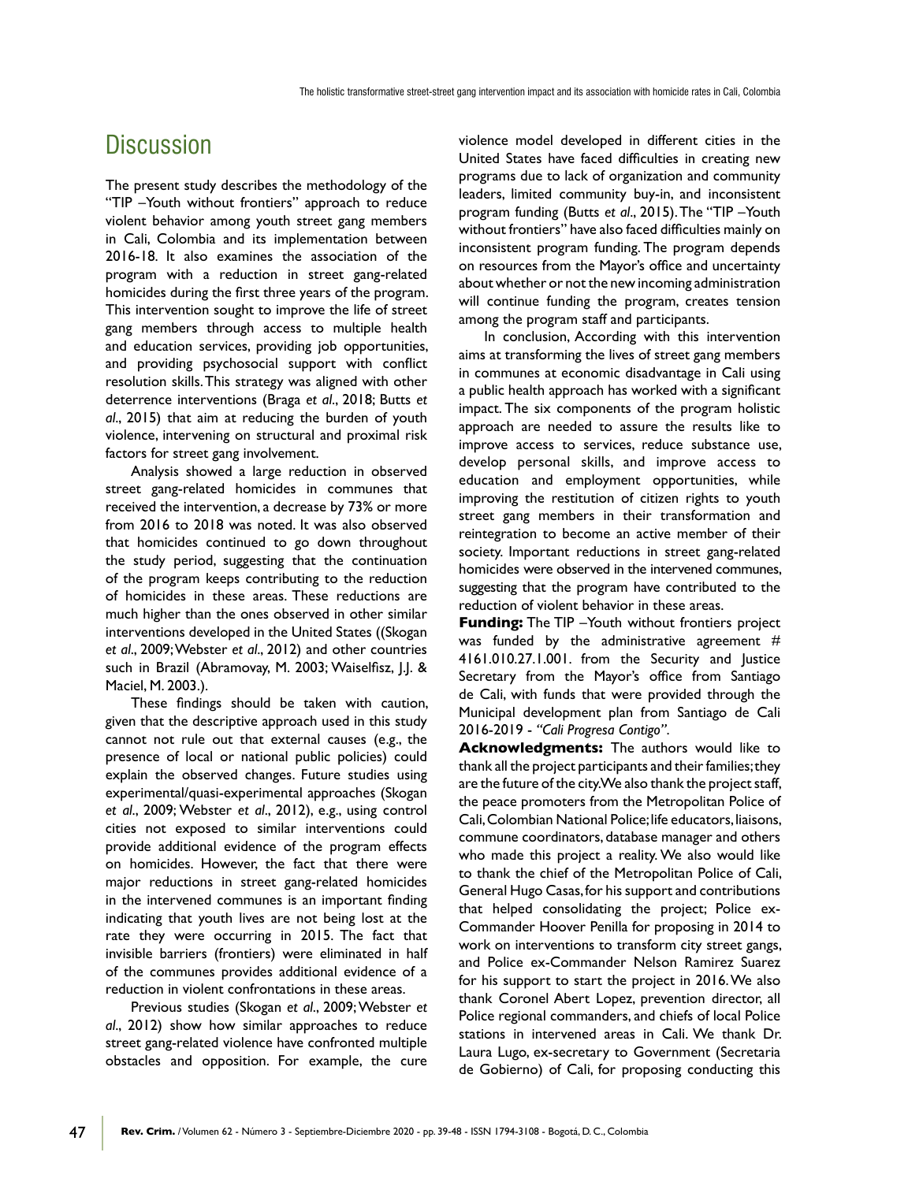## Discussion

The present study describes the methodology of the "TIP –Youth without frontiers" approach to reduce violent behavior among youth street gang members in Cali, Colombia and its implementation between 2016-18. It also examines the association of the program with a reduction in street gang-related homicides during the first three years of the program. This intervention sought to improve the life of street gang members through access to multiple health and education services, providing job opportunities, and providing psychosocial support with conflict resolution skills. This strategy was aligned with other deterrence interventions (Braga *et al*., 2018; Butts *et al*., 2015) that aim at reducing the burden of youth violence, intervening on structural and proximal risk factors for street gang involvement.

Analysis showed a large reduction in observed street gang-related homicides in communes that received the intervention, a decrease by 73% or more from 2016 to 2018 was noted. It was also observed that homicides continued to go down throughout the study period, suggesting that the continuation of the program keeps contributing to the reduction of homicides in these areas. These reductions are much higher than the ones observed in other similar interventions developed in the United States ((Skogan *et al*., 2009; Webster *et al*., 2012) and other countries such in Brazil (Abramovay, M. 2003; Waiselfisz, J.J. & Maciel, M. 2003.).

These findings should be taken with caution, given that the descriptive approach used in this study cannot not rule out that external causes (e.g., the presence of local or national public policies) could explain the observed changes. Future studies using experimental/quasi-experimental approaches (Skogan *et al*., 2009; Webster *et al*., 2012), e.g., using control cities not exposed to similar interventions could provide additional evidence of the program effects on homicides. However, the fact that there were major reductions in street gang-related homicides in the intervened communes is an important finding indicating that youth lives are not being lost at the rate they were occurring in 2015. The fact that invisible barriers (frontiers) were eliminated in half of the communes provides additional evidence of a reduction in violent confrontations in these areas.

Previous studies (Skogan *et al*., 2009; Webster *et al*., 2012) show how similar approaches to reduce street gang-related violence have confronted multiple obstacles and opposition. For example, the cure violence model developed in different cities in the United States have faced difficulties in creating new programs due to lack of organization and community leaders, limited community buy-in, and inconsistent program funding (Butts *et al*., 2015). The "TIP –Youth without frontiers" have also faced difficulties mainly on inconsistent program funding. The program depends on resources from the Mayor's office and uncertainty about whether or not the new incoming administration will continue funding the program, creates tension among the program staff and participants.

In conclusion, According with this intervention aims at transforming the lives of street gang members in communes at economic disadvantage in Cali using a public health approach has worked with a significant impact. The six components of the program holistic approach are needed to assure the results like to improve access to services, reduce substance use, develop personal skills, and improve access to education and employment opportunities, while improving the restitution of citizen rights to youth street gang members in their transformation and reintegration to become an active member of their society. Important reductions in street gang-related homicides were observed in the intervened communes, suggesting that the program have contributed to the reduction of violent behavior in these areas.

**Funding:** The TIP –Youth without frontiers project was funded by the administrative agreement # 4161.010.27.1.001. from the Security and Justice Secretary from the Mayor's office from Santiago de Cali, with funds that were provided through the Municipal development plan from Santiago de Cali 2016-2019 - *"Cali Progresa Contigo"*.

**Acknowledgments:** The authors would like to thank all the project participants and their families; they are the future of the city. We also thank the project staff, the peace promoters from the Metropolitan Police of Cali, Colombian National Police; life educators, liaisons, commune coordinators, database manager and others who made this project a reality. We also would like to thank the chief of the Metropolitan Police of Cali, General Hugo Casas, for his support and contributions that helped consolidating the project; Police ex-Commander Hoover Penilla for proposing in 2014 to work on interventions to transform city street gangs, and Police ex-Commander Nelson Ramirez Suarez for his support to start the project in 2016. We also thank Coronel Abert Lopez, prevention director, all Police regional commanders, and chiefs of local Police stations in intervened areas in Cali. We thank Dr. Laura Lugo, ex-secretary to Government (Secretaria de Gobierno) of Cali, for proposing conducting this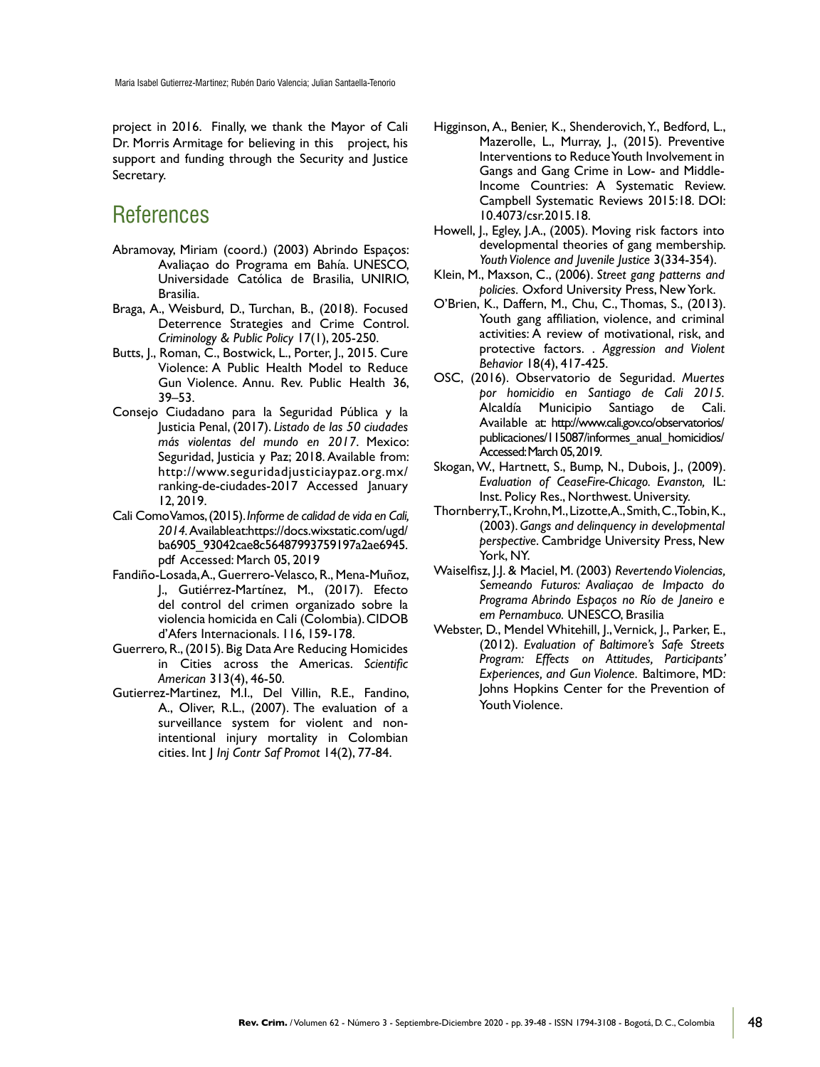project in 2016. Finally, we thank the Mayor of Cali Dr. Morris Armitage for believing in this project, his support and funding through the Security and Justice Secretary.

## References

Abramovay, Miriam (coord.) (2003) Abrindo Espaços: Avaliaçao do Programa em Bahía. UNESCO, Universidade Católica de Brasilia, UNIRIO, Brasilia.

Braga, A., Weisburd, D., Turchan, B., (2018). Focused Deterrence Strategies and Crime Control. *Criminology & Public Policy* 17(1), 205-250.

Butts, J., Roman, C., Bostwick, L., Porter, J., 2015. Cure Violence: A Public Health Model to Reduce Gun Violence. Annu. Rev. Public Health 36, 39–53.

Consejo Ciudadano para la Seguridad Pública y la Justicia Penal, (2017). *Listado de las 50 ciudades más violentas del mundo en 2017*. Mexico: Seguridad, Justicia y Paz; 2018. Available from: http://www.seguridadjusticiaypaz.org.mx/ranking-de-ciudades-2017 Accessed January 12, 2019.

Cali Como Vamos, (2015). *Informe de calidad de vida en Cali, 2014*. Available at:https://docs.wixstatic.com/ugd/ba6905_93042cae8c56487993759197a2ae6945.pdf Accessed: March 05, 2019

Fandiño-Losada, A., Guerrero-Velasco, R., Mena-Muñoz, J., Gutiérrez-Martínez, M., (2017). Efecto del control del crimen organizado sobre la violencia homicida en Cali (Colombia). CIDOB d'Afers Internacionals. 116, 159-178.

Guerrero, R., (2015). Big Data Are Reducing Homicides in Cities across the Americas. *Scientific American* 313(4), 46-50.

Gutierrez-Martinez, M.I., Del Villin, R.E., Fandino, A., Oliver, R.L., (2007). The evaluation of a surveillance system for violent and non-intentional injury mortality in Colombian cities. Int J *Inj Contr Saf Promot* 14(2), 77-84.

Higginson, A., Benier, K., Shenderovich, Y., Bedford, L., Mazerolle, L., Murray, J., (2015). Preventive Interventions to Reduce Youth Involvement in Gangs and Gang Crime in Low- and Middle-Income Countries: A Systematic Review. Campbell Systematic Reviews 2015:18. DOI: 10.4073/csr.2015.18.

Howell, J., Egley, J.A., (2005). Moving risk factors into developmental theories of gang membership. *Youth Violence and Juvenile Justice* 3(334-354).

Klein, M., Maxson, C., (2006). *Street gang patterns and policies*. Oxford University Press, New York.

O'Brien, K., Daffern, M., Chu, C., Thomas, S., (2013). Youth gang affiliation, violence, and criminal activities: A review of motivational, risk, and protective factors. . *Aggression and Violent Behavior* 18(4), 417-425.

OSC, (2016). Observatorio de Seguridad. *Muertes por homicidio en Santiago de Cali 2015*. Alcaldía Municipio Santiago de Cali. Available at: http://www.cali.gov.co/observatorios/publicaciones/115087/informes_anual_homicidios/ Accessed: March 05, 2019.

Skogan, W., Hartnett, S., Bump, N., Dubois, J., (2009). *Evaluation of CeaseFire-Chicago. Evanston,* IL: Inst. Policy Res., Northwest. University.

Thornberry, T., Krohn, M., Lizotte, A., Smith, C., Tobin, K., (2003). *Gangs and delinquency in developmental perspective*. Cambridge University Press, New York, NY.

Waiselfisz, J.J. & Maciel, M. (2003) *Revertendo Violencias, Semeando Futuros: Avaliaçao de Impacto do Programa Abrindo Espaços no Río de Janeiro e em Pernambuco.* UNESCO, Brasilia

Webster, D., Mendel Whitehill, J., Vernick, J., Parker, E., (2012). *Evaluation of Baltimore's Safe Streets Program: Effects on Attitudes, Participants' Experiences, and Gun Violence*. Baltimore, MD: Johns Hopkins Center for the Prevention of Youth Violence.